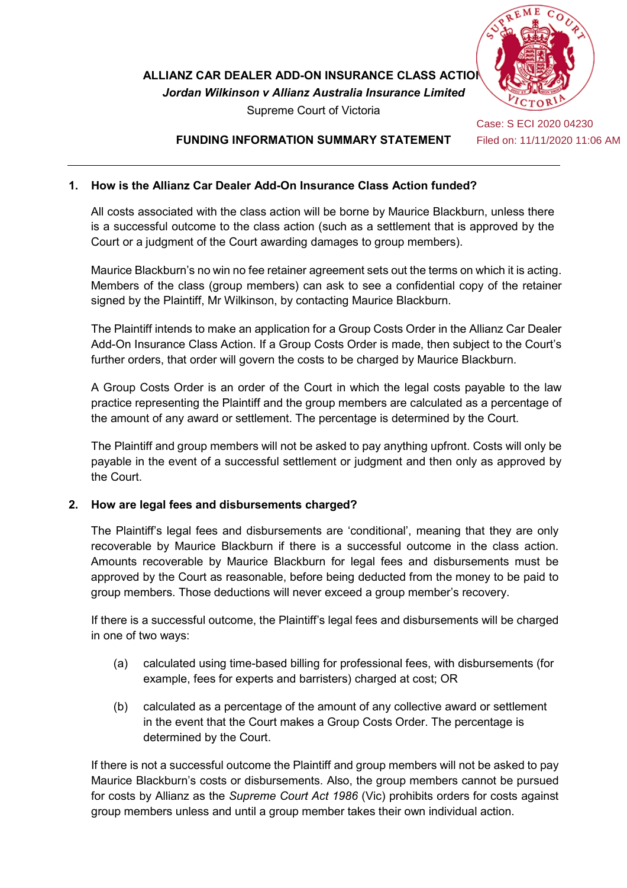**ALLIANZ CAR DEALER ADD-ON INSURANCE CLASS ACTION**

***Jordan Wilkinson v Allianz Australia Insurance Limited***

Supreme Court of Victoria

Case: S ECI 2020 04230
Filed on: 11/11/2020 11:06 AM

**FUNDING INFORMATION SUMMARY STATEMENT**

---

## 1. How is the Allianz Car Dealer Add-On Insurance Class Action funded?

All costs associated with the class action will be borne by Maurice Blackburn, unless there is a successful outcome to the class action (such as a settlement that is approved by the Court or a judgment of the Court awarding damages to group members).

Maurice Blackburn's no win no fee retainer agreement sets out the terms on which it is acting. Members of the class (group members) can ask to see a confidential copy of the retainer signed by the Plaintiff, Mr Wilkinson, by contacting Maurice Blackburn.

The Plaintiff intends to make an application for a Group Costs Order in the Allianz Car Dealer Add-On Insurance Class Action. If a Group Costs Order is made, then subject to the Court's further orders, that order will govern the costs to be charged by Maurice Blackburn.

A Group Costs Order is an order of the Court in which the legal costs payable to the law practice representing the Plaintiff and the group members are calculated as a percentage of the amount of any award or settlement. The percentage is determined by the Court.

The Plaintiff and group members will not be asked to pay anything upfront. Costs will only be payable in the event of a successful settlement or judgment and then only as approved by the Court.

## 2. How are legal fees and disbursements charged?

The Plaintiff's legal fees and disbursements are 'conditional', meaning that they are only recoverable by Maurice Blackburn if there is a successful outcome in the class action. Amounts recoverable by Maurice Blackburn for legal fees and disbursements must be approved by the Court as reasonable, before being deducted from the money to be paid to group members. Those deductions will never exceed a group member's recovery.

If there is a successful outcome, the Plaintiff's legal fees and disbursements will be charged in one of two ways:

(a) calculated using time-based billing for professional fees, with disbursements (for example, fees for experts and barristers) charged at cost; OR

(b) calculated as a percentage of the amount of any collective award or settlement in the event that the Court makes a Group Costs Order. The percentage is determined by the Court.

If there is not a successful outcome the Plaintiff and group members will not be asked to pay Maurice Blackburn's costs or disbursements. Also, the group members cannot be pursued for costs by Allianz as the *Supreme Court Act 1986* (Vic) prohibits orders for costs against group members unless and until a group member takes their own individual action.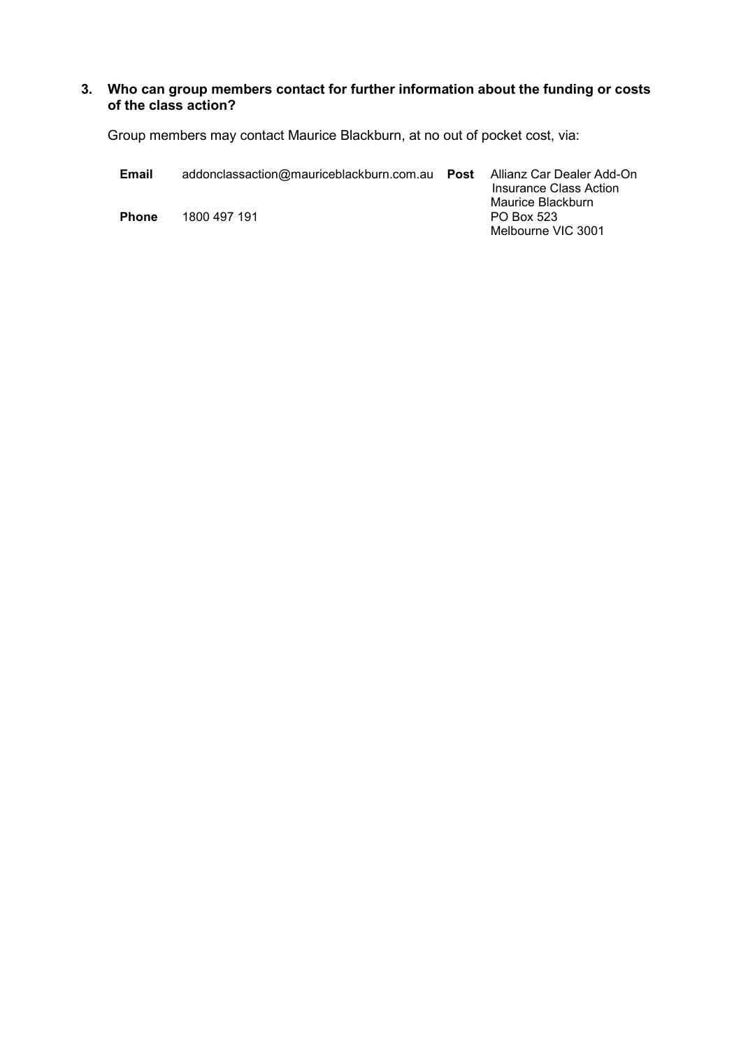### 3. Who can group members contact for further information about the funding or costs of the class action?

Group members may contact Maurice Blackburn, at no out of pocket cost, via:

| | | | |
|---|---|---|---|
| **Email** | addonclassaction@mauriceblackburn.com.au | **Post** | Allianz Car Dealer Add-On Insurance Class Action<br>Maurice Blackburn<br>PO Box 523<br>Melbourne VIC 3001 |
| **Phone** | 1800 497 191 | | |